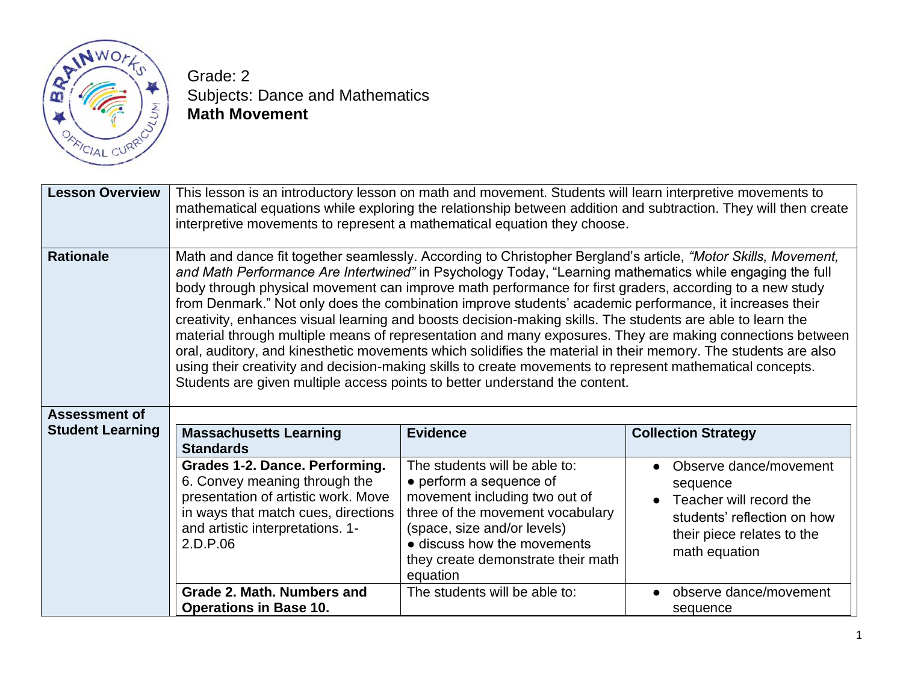Grade: 2
Subjects: Dance and Mathematics
**Math Movement**

| | |
|---|---|
| **Lesson Overview** | This lesson is an introductory lesson on math and movement. Students will learn interpretive movements to mathematical equations while exploring the relationship between addition and subtraction. They will then create interpretive movements to represent a mathematical equation they choose. |
| **Rationale** | Math and dance fit together seamlessly. According to Christopher Bergland's article, *"Motor Skills, Movement, and Math Performance Are Intertwined"* in Psychology Today, "Learning mathematics while engaging the full body through physical movement can improve math performance for first graders, according to a new study from Denmark." Not only does the combination improve students' academic performance, it increases their creativity, enhances visual learning and boosts decision-making skills. The students are able to learn the material through multiple means of representation and many exposures. They are making connections between oral, auditory, and kinesthetic movements which solidifies the material in their memory. The students are also using their creativity and decision-making skills to create movements to represent mathematical concepts. Students are given multiple access points to better understand the content. |
| **Assessment of Student Learning** | |

| Massachusetts Learning Standards | Evidence | Collection Strategy |
|---|---|---|
| **Grades 1-2. Dance. Performing.** 6. Convey meaning through the presentation of artistic work. Move in ways that match cues, directions and artistic interpretations. 1-2.D.P.06 | The students will be able to:<br>● perform a sequence of movement including two out of three of the movement vocabulary (space, size and/or levels)<br>● discuss how the movements they create demonstrate their math equation | ● Observe dance/movement sequence<br>● Teacher will record the students' reflection on how their piece relates to the math equation |
| **Grade 2. Math. Numbers and Operations in Base 10.** | The students will be able to: | ● observe dance/movement sequence |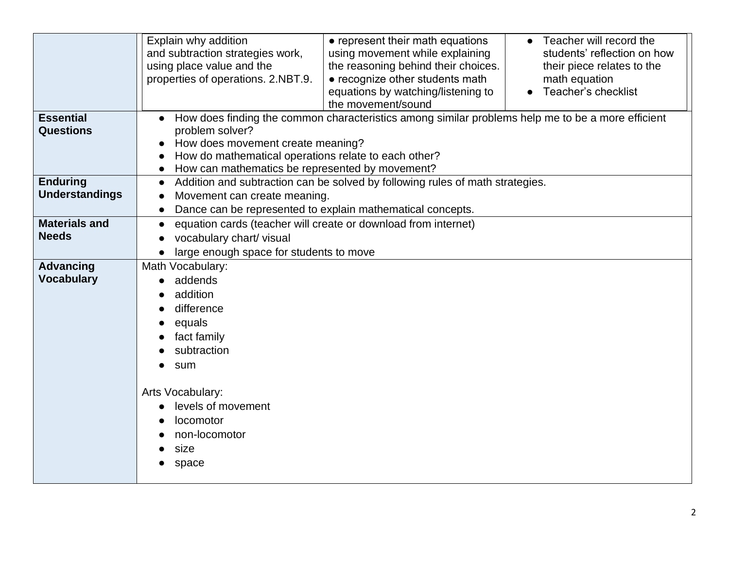| | | | |
|---|---|---|---|
| | Explain why addition and subtraction strategies work, using place value and the properties of operations. 2.NBT.9. | • represent their math equations using movement while explaining the reasoning behind their choices.<br>• recognize other students math equations by watching/listening to the movement/sound | • Teacher will record the students' reflection on how their piece relates to the math equation<br>• Teacher's checklist |
| **Essential Questions** | • How does finding the common characteristics among similar problems help me to be a more efficient problem solver?<br>• How does movement create meaning?<br>• How do mathematical operations relate to each other?<br>• How can mathematics be represented by movement? | | |
| **Enduring Understandings** | • Addition and subtraction can be solved by following rules of math strategies.<br>• Movement can create meaning.<br>• Dance can be represented to explain mathematical concepts. | | |
| **Materials and Needs** | • equation cards (teacher will create or download from internet)<br>• vocabulary chart/ visual<br>• large enough space for students to move | | |
| **Advancing Vocabulary** | Math Vocabulary:<br>• addends<br>• addition<br>• difference<br>• equals<br>• fact family<br>• subtraction<br>• sum<br><br>Arts Vocabulary:<br>• levels of movement<br>• locomotor<br>• non-locomotor<br>• size<br>• space | | |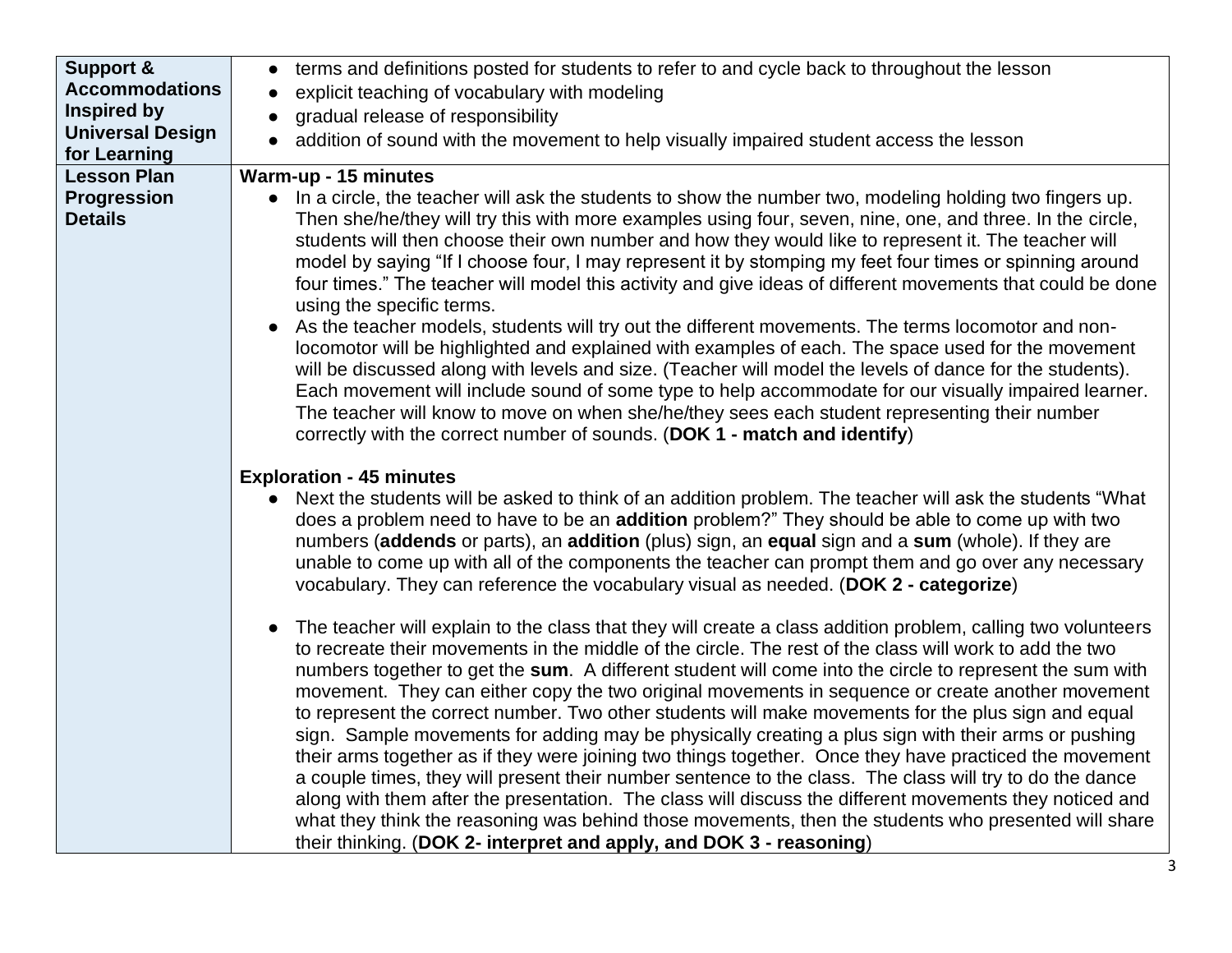| | |
|---|---|
| **Support & Accommodations Inspired by Universal Design for Learning** | ● terms and definitions posted for students to refer to and cycle back to throughout the lesson<br>● explicit teaching of vocabulary with modeling<br>● gradual release of responsibility<br>● addition of sound with the movement to help visually impaired student access the lesson |
| **Lesson Plan Progression Details** | **Warm-up - 15 minutes**<br>● In a circle, the teacher will ask the students to show the number two, modeling holding two fingers up. Then she/he/they will try this with more examples using four, seven, nine, one, and three. In the circle, students will then choose their own number and how they would like to represent it. The teacher will model by saying "If I choose four, I may represent it by stomping my feet four times or spinning around four times." The teacher will model this activity and give ideas of different movements that could be done using the specific terms.<br>● As the teacher models, students will try out the different movements. The terms locomotor and non-locomotor will be highlighted and explained with examples of each. The space used for the movement will be discussed along with levels and size. (Teacher will model the levels of dance for the students). Each movement will include sound of some type to help accommodate for our visually impaired learner. The teacher will know to move on when she/he/they sees each student representing their number correctly with the correct number of sounds. (**DOK 1 - match and identify**)<br><br>**Exploration - 45 minutes**<br>● Next the students will be asked to think of an addition problem. The teacher will ask the students "What does a problem need to have to be an **addition** problem?" They should be able to come up with two numbers (**addends** or parts), an **addition** (plus) sign, an **equal** sign and a **sum** (whole). If they are unable to come up with all of the components the teacher can prompt them and go over any necessary vocabulary. They can reference the vocabulary visual as needed. (**DOK 2 - categorize**)<br><br>● The teacher will explain to the class that they will create a class addition problem, calling two volunteers to recreate their movements in the middle of the circle. The rest of the class will work to add the two numbers together to get the **sum**. A different student will come into the circle to represent the sum with movement. They can either copy the two original movements in sequence or create another movement to represent the correct number. Two other students will make movements for the plus sign and equal sign. Sample movements for adding may be physically creating a plus sign with their arms or pushing their arms together as if they were joining two things together. Once they have practiced the movement a couple times, they will present their number sentence to the class. The class will try to do the dance along with them after the presentation. The class will discuss the different movements they noticed and what they think the reasoning was behind those movements, then the students who presented will share their thinking. (**DOK 2- interpret and apply, and DOK 3 - reasoning**) |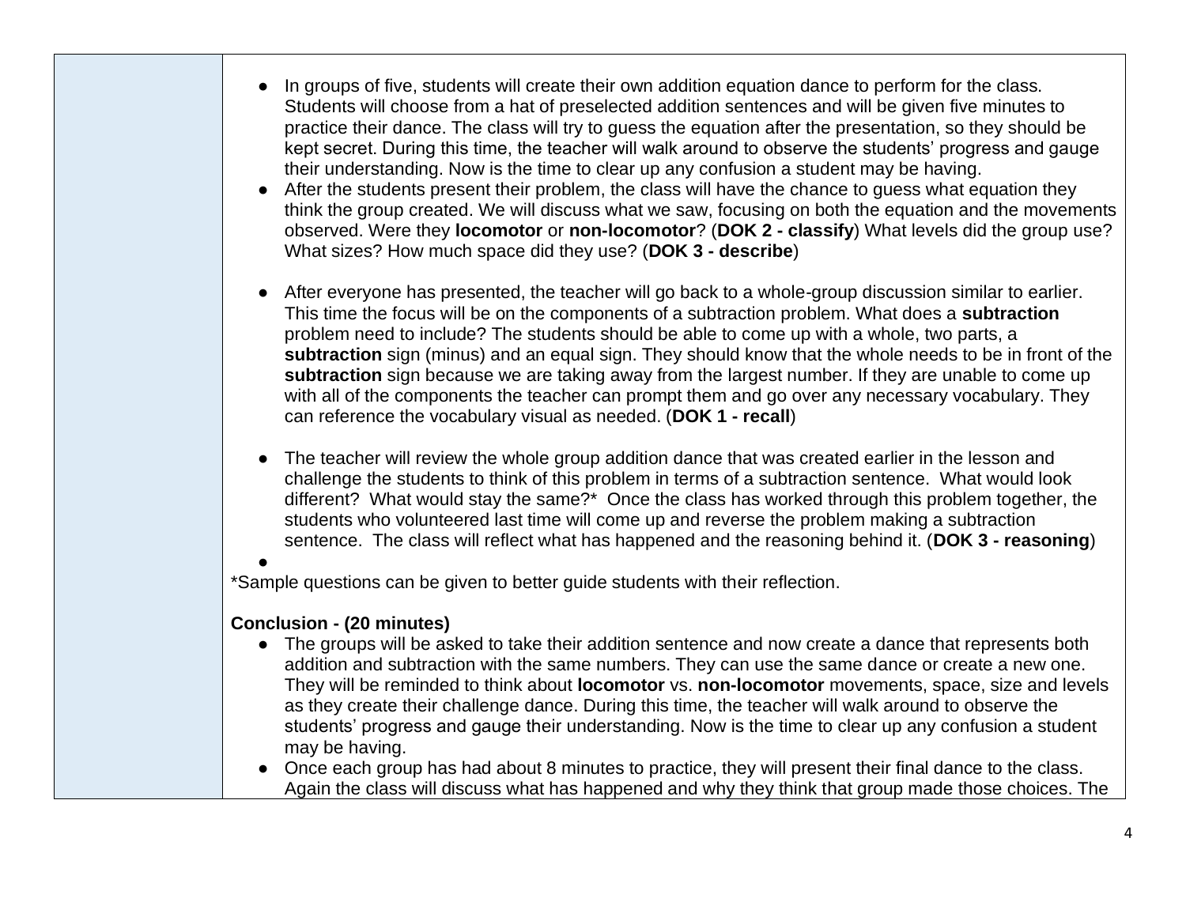- In groups of five, students will create their own addition equation dance to perform for the class. Students will choose from a hat of preselected addition sentences and will be given five minutes to practice their dance. The class will try to guess the equation after the presentation, so they should be kept secret. During this time, the teacher will walk around to observe the students' progress and gauge their understanding. Now is the time to clear up any confusion a student may be having.
- After the students present their problem, the class will have the chance to guess what equation they think the group created. We will discuss what we saw, focusing on both the equation and the movements observed. Were they **locomotor** or **non-locomotor**? (**DOK 2 - classify**) What levels did the group use? What sizes? How much space did they use? (**DOK 3 - describe**)

- After everyone has presented, the teacher will go back to a whole-group discussion similar to earlier. This time the focus will be on the components of a subtraction problem. What does a **subtraction** problem need to include? The students should be able to come up with a whole, two parts, a **subtraction** sign (minus) and an equal sign. They should know that the whole needs to be in front of the **subtraction** sign because we are taking away from the largest number. If they are unable to come up with all of the components the teacher can prompt them and go over any necessary vocabulary. They can reference the vocabulary visual as needed. (**DOK 1 - recall**)

- The teacher will review the whole group addition dance that was created earlier in the lesson and challenge the students to think of this problem in terms of a subtraction sentence. What would look different? What would stay the same?* Once the class has worked through this problem together, the students who volunteered last time will come up and reverse the problem making a subtraction sentence. The class will reflect what has happened and the reasoning behind it. (**DOK 3 - reasoning**)

*Sample questions can be given to better guide students with their reflection.

**Conclusion - (20 minutes)**

- The groups will be asked to take their addition sentence and now create a dance that represents both addition and subtraction with the same numbers. They can use the same dance or create a new one. They will be reminded to think about **locomotor** vs. **non-locomotor** movements, space, size and levels as they create their challenge dance. During this time, the teacher will walk around to observe the students' progress and gauge their understanding. Now is the time to clear up any confusion a student may be having.
- Once each group has had about 8 minutes to practice, they will present their final dance to the class. Again the class will discuss what has happened and why they think that group made those choices. The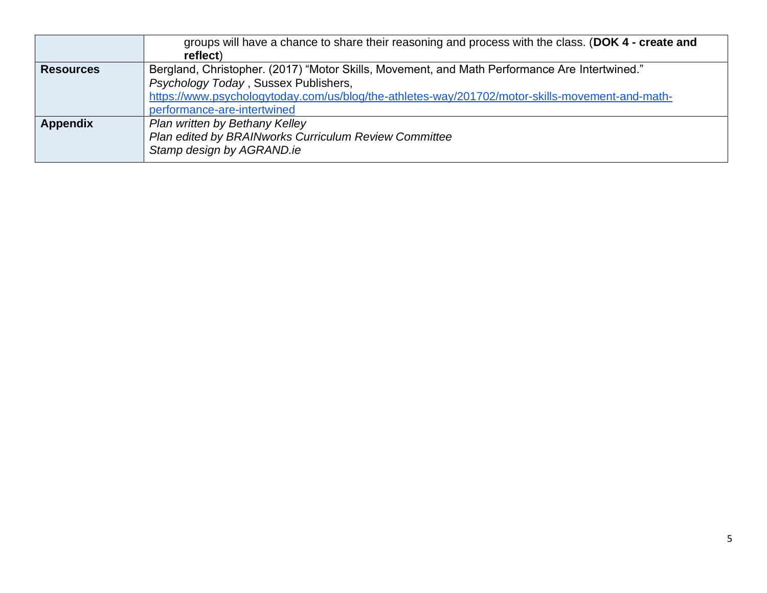| | |
|---|---|
| | groups will have a chance to share their reasoning and process with the class. (**DOK 4 - create and reflect**) |
| **Resources** | Bergland, Christopher. (2017) "Motor Skills, Movement, and Math Performance Are Intertwined." *Psychology Today* , Sussex Publishers, https://www.psychologytoday.com/us/blog/the-athletes-way/201702/motor-skills-movement-and-math-performance-are-intertwined |
| **Appendix** | *Plan written by Bethany Kelley*<br>*Plan edited by BRAINworks Curriculum Review Committee*<br>*Stamp design by AGRAND.ie* |